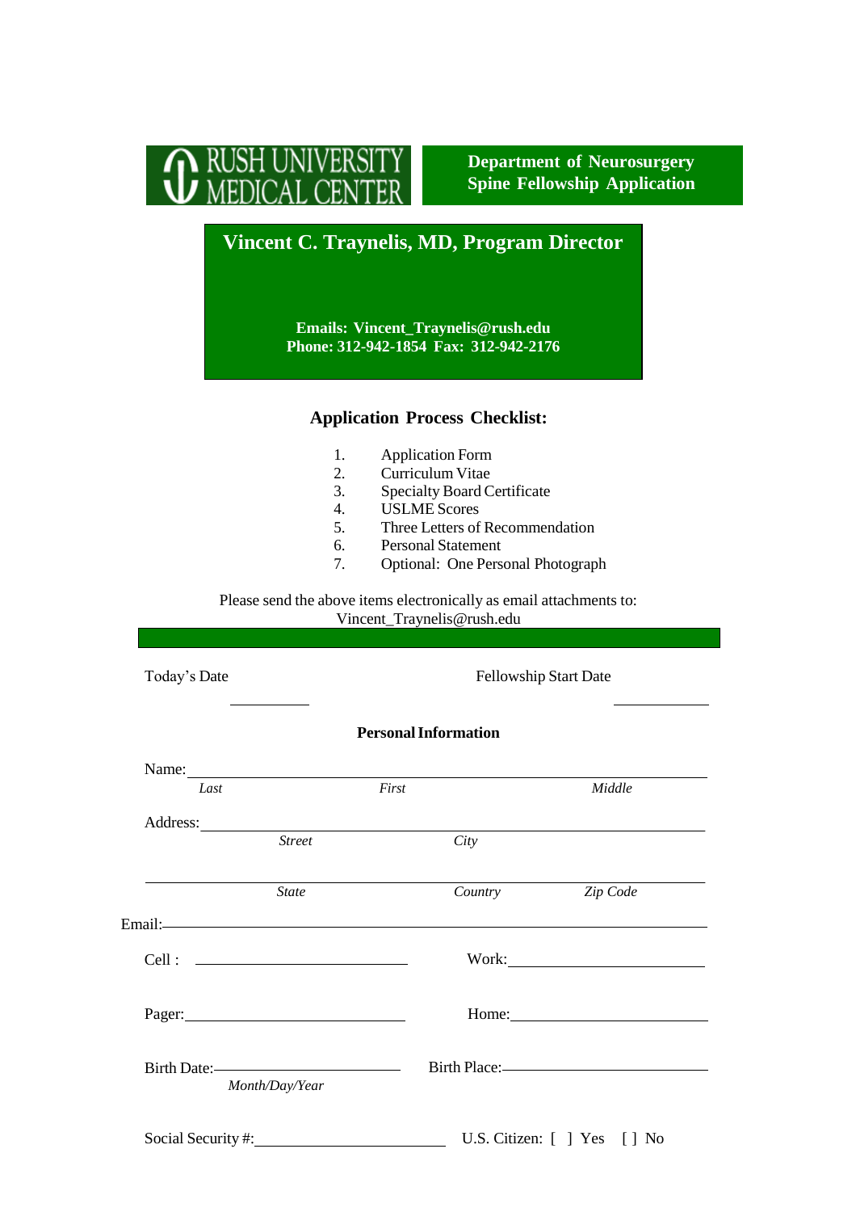RUSH UNIVERSITY MEDICAL CENTER

**Department of Neurosurgery**
**Spine Fellowship Application**

## Vincent C. Traynelis, MD, Program Director

**Emails: Vincent_Traynelis@rush.edu**
**Phone: 312-942-1854 Fax: 312-942-2176**

### Application Process Checklist:

1. Application Form
2. Curriculum Vitae
3. Specialty Board Certificate
4. USLME Scores
5. Three Letters of Recommendation
6. Personal Statement
7. Optional: One Personal Photograph

Please send the above items electronically as email attachments to:
Vincent_Traynelis@rush.edu

Today's Date ____________ Fellowship Start Date ____________

### Personal Information

Name: ________________________________________________
*Last* *First* *Middle*

Address: ______________________________________________
*Street* *City*

________________________________________________________
*State* *Country* *Zip Code*

Email: ________________________________________________

Cell : ______________________ Work: ______________________

Pager: ______________________ Home: ______________________

Birth Date: ______________________ Birth Place: ______________________
*Month/Day/Year*

Social Security #: ______________________ U.S. Citizen: [ ] Yes [ ] No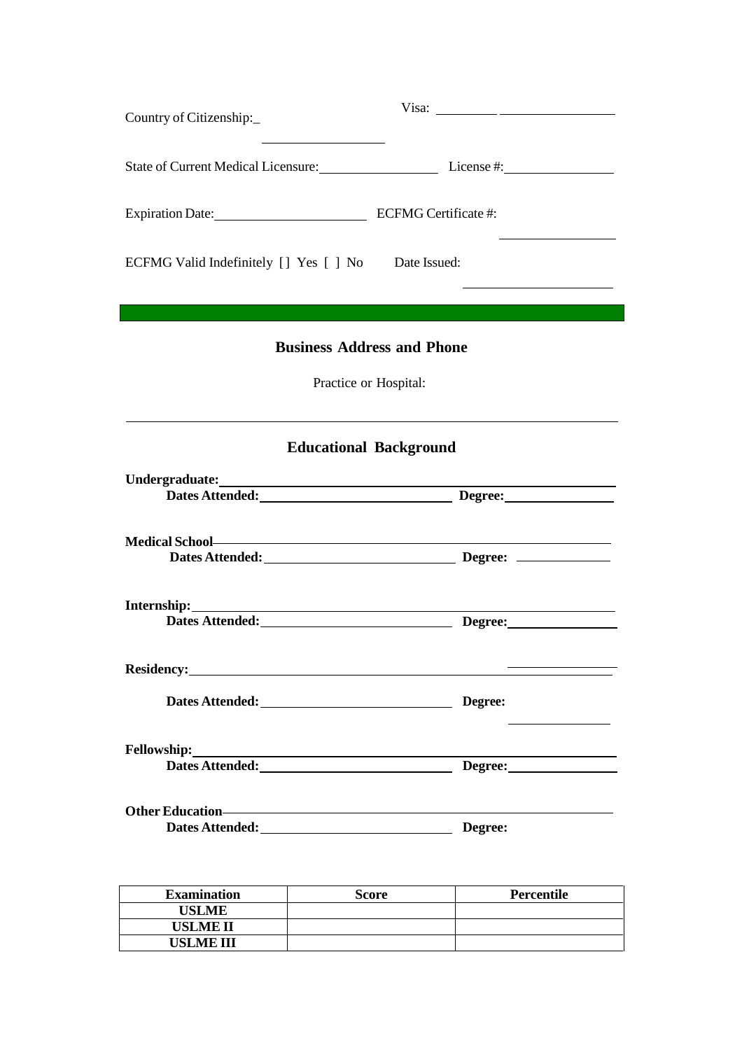Country of Citizenship:_ \_\_\_\_\_\_\_\_\_\_ Visa: \_\_\_\_\_\_\_\_ \_\_\_\_\_\_\_\_\_\_\_\_

State of Current Medical Licensure: \_\_\_\_\_\_\_\_\_\_ License #: \_\_\_\_\_\_\_\_\_\_

Expiration Date: \_\_\_\_\_\_\_\_\_\_\_\_ ECFMG Certificate #: \_\_\_\_\_\_\_\_\_\_

ECFMG Valid Indefinitely [ ] Yes [ ] No Date Issued: \_\_\_\_\_\_\_\_\_\_

## Business Address and Phone

Practice or Hospital:

## Educational Background

**Undergraduate:** \_\_\_\_\_\_\_\_\_\_\_\_\_\_\_\_\_\_\_\_
**Dates Attended:** \_\_\_\_\_\_\_\_\_\_\_\_ **Degree:** \_\_\_\_\_\_\_\_

**Medical School** \_\_\_\_\_\_\_\_\_\_\_\_\_\_\_\_\_\_\_\_
**Dates Attended:** \_\_\_\_\_\_\_\_\_\_\_\_ **Degree:** \_\_\_\_\_\_\_\_

**Internship:** \_\_\_\_\_\_\_\_\_\_\_\_\_\_\_\_\_\_\_\_
**Dates Attended:** \_\_\_\_\_\_\_\_\_\_\_\_ **Degree:** \_\_\_\_\_\_\_\_

**Residency:** \_\_\_\_\_\_\_\_\_\_\_\_\_\_\_\_\_\_\_\_
**Dates Attended:** \_\_\_\_\_\_\_\_\_\_\_\_ **Degree:** \_\_\_\_\_\_\_\_

**Fellowship:** \_\_\_\_\_\_\_\_\_\_\_\_\_\_\_\_\_\_\_\_
**Dates Attended:** \_\_\_\_\_\_\_\_\_\_\_\_ **Degree:** \_\_\_\_\_\_\_\_

**Other Education** \_\_\_\_\_\_\_\_\_\_\_\_\_\_\_\_\_\_\_\_
**Dates Attended:** \_\_\_\_\_\_\_\_\_\_\_\_ **Degree:**

| Examination | Score | Percentile |
|---|---|---|
| **USLME** | | |
| **USLME II** | | |
| **USLME III** | | |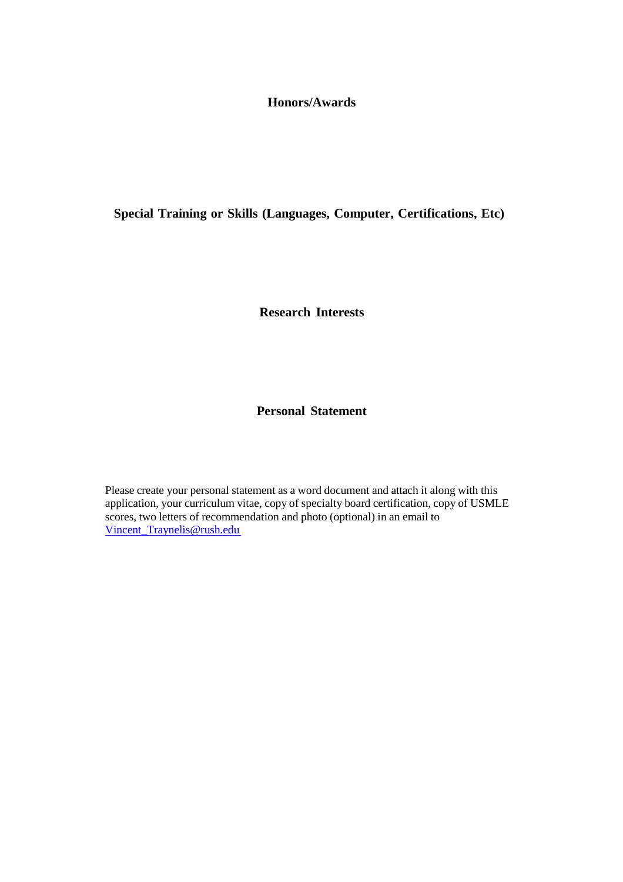**Honors/Awards**

**Special Training or Skills (Languages, Computer, Certifications, Etc)**

**Research Interests**

**Personal Statement**

Please create your personal statement as a word document and attach it along with this application, your curriculum vitae, copy of specialty board certification, copy of USMLE scores, two letters of recommendation and photo (optional) in an email to Vincent_Traynelis@rush.edu